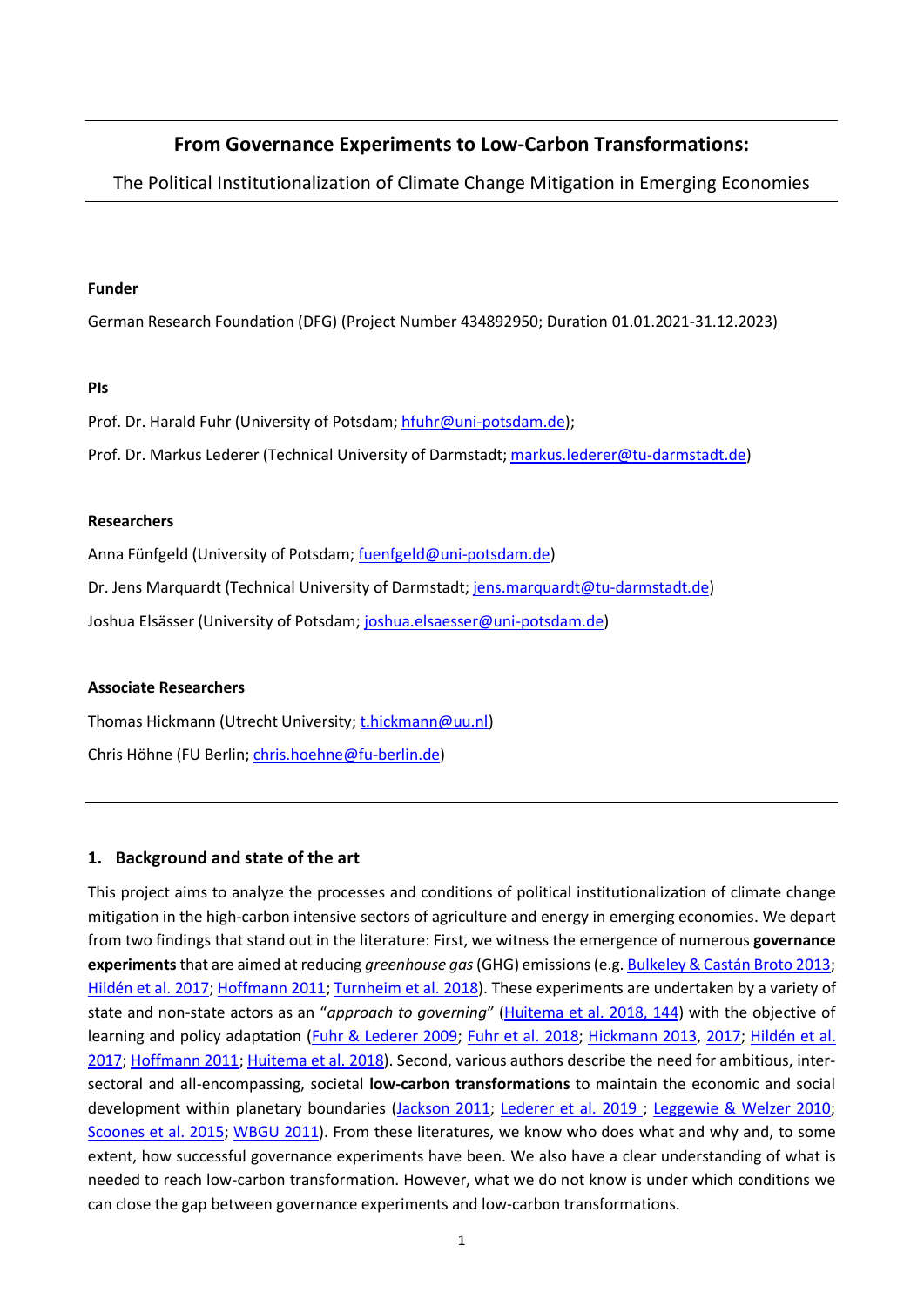# From Governance Experiments to Low-Carbon Transformations:

The Political Institutionalization of Climate Change Mitigation in Emerging Economies

---

**Funder**

German Research Foundation (DFG) (Project Number 434892950; Duration 01.01.2021-31.12.2023)

**PIs**

Prof. Dr. Harald Fuhr (University of Potsdam; hfuhr@uni-potsdam.de);

Prof. Dr. Markus Lederer (Technical University of Darmstadt; markus.lederer@tu-darmstadt.de)

**Researchers**

Anna Fünfgeld (University of Potsdam; fuenfgeld@uni-potsdam.de)

Dr. Jens Marquardt (Technical University of Darmstadt; jens.marquardt@tu-darmstadt.de)

Joshua Elsässer (University of Potsdam; joshua.elsaesser@uni-potsdam.de)

**Associate Researchers**

Thomas Hickmann (Utrecht University; t.hickmann@uu.nl)

Chris Höhne (FU Berlin; chris.hoehne@fu-berlin.de)

---

## 1. Background and state of the art

This project aims to analyze the processes and conditions of political institutionalization of climate change mitigation in the high-carbon intensive sectors of agriculture and energy in emerging economies. We depart from two findings that stand out in the literature: First, we witness the emergence of numerous **governance experiments** that are aimed at reducing *greenhouse gas* (GHG) emissions (e.g. Bulkeley & Castán Broto 2013; Hildén et al. 2017; Hoffmann 2011; Turnheim et al. 2018). These experiments are undertaken by a variety of state and non-state actors as an "*approach to governing*" (Huitema et al. 2018, 144) with the objective of learning and policy adaptation (Fuhr & Lederer 2009; Fuhr et al. 2018; Hickmann 2013, 2017; Hildén et al. 2017; Hoffmann 2011; Huitema et al. 2018). Second, various authors describe the need for ambitious, inter-sectoral and all-encompassing, societal **low-carbon transformations** to maintain the economic and social development within planetary boundaries (Jackson 2011; Lederer et al. 2019 ; Leggewie & Welzer 2010; Scoones et al. 2015; WBGU 2011). From these literatures, we know who does what and why and, to some extent, how successful governance experiments have been. We also have a clear understanding of what is needed to reach low-carbon transformation. However, what we do not know is under which conditions we can close the gap between governance experiments and low-carbon transformations.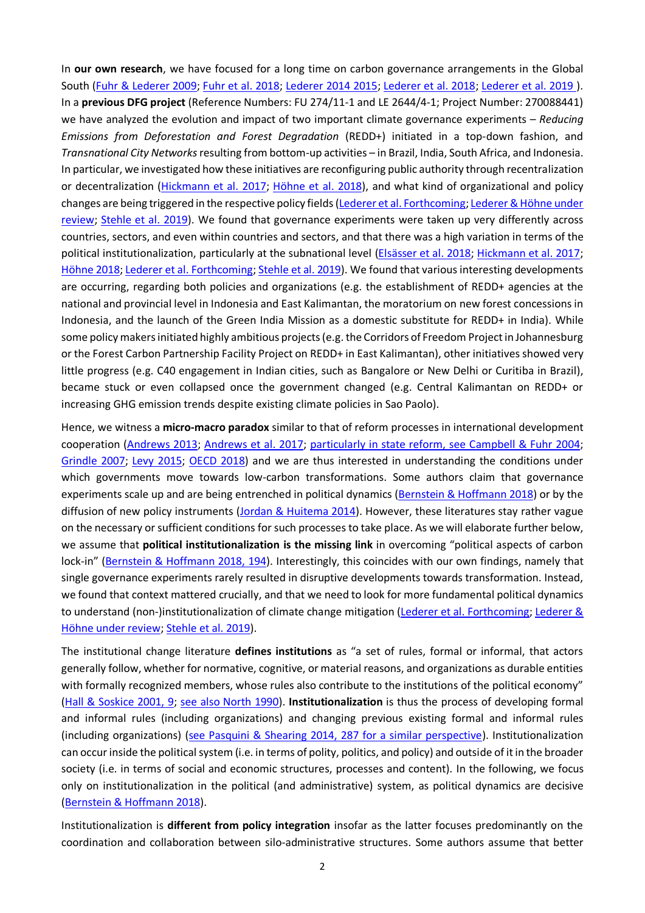In **our own research**, we have focused for a long time on carbon governance arrangements in the Global South (Fuhr & Lederer 2009; Fuhr et al. 2018; Lederer 2014 2015; Lederer et al. 2018; Lederer et al. 2019 ). In a **previous DFG project** (Reference Numbers: FU 274/11-1 and LE 2644/4-1; Project Number: 270088441) we have analyzed the evolution and impact of two important climate governance experiments – *Reducing Emissions from Deforestation and Forest Degradation* (REDD+) initiated in a top-down fashion, and *Transnational City Networks* resulting from bottom-up activities – in Brazil, India, South Africa, and Indonesia. In particular, we investigated how these initiatives are reconfiguring public authority through recentralization or decentralization (Hickmann et al. 2017; Höhne et al. 2018), and what kind of organizational and policy changes are being triggered in the respective policy fields (Lederer et al. Forthcoming; Lederer & Höhne under review; Stehle et al. 2019). We found that governance experiments were taken up very differently across countries, sectors, and even within countries and sectors, and that there was a high variation in terms of the political institutionalization, particularly at the subnational level (Elsässer et al. 2018; Hickmann et al. 2017; Höhne 2018; Lederer et al. Forthcoming; Stehle et al. 2019). We found that various interesting developments are occurring, regarding both policies and organizations (e.g. the establishment of REDD+ agencies at the national and provincial level in Indonesia and East Kalimantan, the moratorium on new forest concessions in Indonesia, and the launch of the Green India Mission as a domestic substitute for REDD+ in India). While some policy makers initiated highly ambitious projects (e.g. the Corridors of Freedom Project in Johannesburg or the Forest Carbon Partnership Facility Project on REDD+ in East Kalimantan), other initiatives showed very little progress (e.g. C40 engagement in Indian cities, such as Bangalore or New Delhi or Curitiba in Brazil), became stuck or even collapsed once the government changed (e.g. Central Kalimantan on REDD+ or increasing GHG emission trends despite existing climate policies in Sao Paolo).

Hence, we witness a **micro-macro paradox** similar to that of reform processes in international development cooperation (Andrews 2013; Andrews et al. 2017; particularly in state reform, see Campbell & Fuhr 2004; Grindle 2007; Levy 2015; OECD 2018) and we are thus interested in understanding the conditions under which governments move towards low-carbon transformations. Some authors claim that governance experiments scale up and are being entrenched in political dynamics (Bernstein & Hoffmann 2018) or by the diffusion of new policy instruments (Jordan & Huitema 2014). However, these literatures stay rather vague on the necessary or sufficient conditions for such processes to take place. As we will elaborate further below, we assume that **political institutionalization is the missing link** in overcoming "political aspects of carbon lock-in" (Bernstein & Hoffmann 2018, 194). Interestingly, this coincides with our own findings, namely that single governance experiments rarely resulted in disruptive developments towards transformation. Instead, we found that context mattered crucially, and that we need to look for more fundamental political dynamics to understand (non-)institutionalization of climate change mitigation (Lederer et al. Forthcoming; Lederer & Höhne under review; Stehle et al. 2019).

The institutional change literature **defines institutions** as "a set of rules, formal or informal, that actors generally follow, whether for normative, cognitive, or material reasons, and organizations as durable entities with formally recognized members, whose rules also contribute to the institutions of the political economy" (Hall & Soskice 2001, 9; see also North 1990). **Institutionalization** is thus the process of developing formal and informal rules (including organizations) and changing previous existing formal and informal rules (including organizations) (see Pasquini & Shearing 2014, 287 for a similar perspective). Institutionalization can occur inside the political system (i.e. in terms of polity, politics, and policy) and outside of it in the broader society (i.e. in terms of social and economic structures, processes and content). In the following, we focus only on institutionalization in the political (and administrative) system, as political dynamics are decisive (Bernstein & Hoffmann 2018).

Institutionalization is **different from policy integration** insofar as the latter focuses predominantly on the coordination and collaboration between silo-administrative structures. Some authors assume that better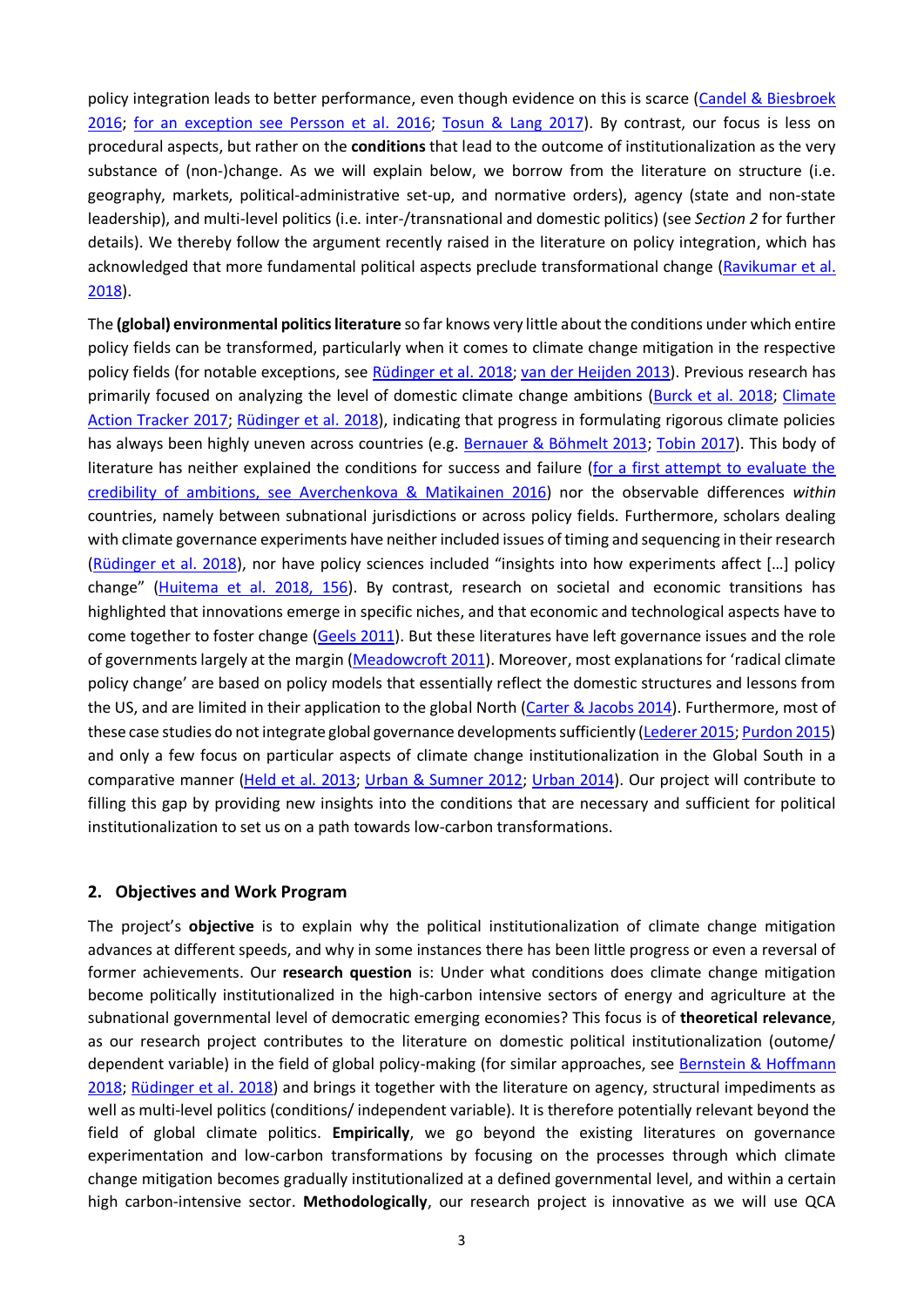policy integration leads to better performance, even though evidence on this is scarce (Candel & Biesbroek 2016; for an exception see Persson et al. 2016; Tosun & Lang 2017). By contrast, our focus is less on procedural aspects, but rather on the **conditions** that lead to the outcome of institutionalization as the very substance of (non-)change. As we will explain below, we borrow from the literature on structure (i.e. geography, markets, political-administrative set-up, and normative orders), agency (state and non-state leadership), and multi-level politics (i.e. inter-/transnational and domestic politics) (see *Section 2* for further details). We thereby follow the argument recently raised in the literature on policy integration, which has acknowledged that more fundamental political aspects preclude transformational change (Ravikumar et al. 2018).

The **(global) environmental politics literature** so far knows very little about the conditions under which entire policy fields can be transformed, particularly when it comes to climate change mitigation in the respective policy fields (for notable exceptions, see Rüdinger et al. 2018; van der Heijden 2013). Previous research has primarily focused on analyzing the level of domestic climate change ambitions (Burck et al. 2018; Climate Action Tracker 2017; Rüdinger et al. 2018), indicating that progress in formulating rigorous climate policies has always been highly uneven across countries (e.g. Bernauer & Böhmelt 2013; Tobin 2017). This body of literature has neither explained the conditions for success and failure (for a first attempt to evaluate the credibility of ambitions, see Averchenkova & Matikainen 2016) nor the observable differences *within* countries, namely between subnational jurisdictions or across policy fields. Furthermore, scholars dealing with climate governance experiments have neither included issues of timing and sequencing in their research (Rüdinger et al. 2018), nor have policy sciences included "insights into how experiments affect […] policy change" (Huitema et al. 2018, 156). By contrast, research on societal and economic transitions has highlighted that innovations emerge in specific niches, and that economic and technological aspects have to come together to foster change (Geels 2011). But these literatures have left governance issues and the role of governments largely at the margin (Meadowcroft 2011). Moreover, most explanations for 'radical climate policy change' are based on policy models that essentially reflect the domestic structures and lessons from the US, and are limited in their application to the global North (Carter & Jacobs 2014). Furthermore, most of these case studies do not integrate global governance developments sufficiently (Lederer 2015; Purdon 2015) and only a few focus on particular aspects of climate change institutionalization in the Global South in a comparative manner (Held et al. 2013; Urban & Sumner 2012; Urban 2014). Our project will contribute to filling this gap by providing new insights into the conditions that are necessary and sufficient for political institutionalization to set us on a path towards low-carbon transformations.

## 2. Objectives and Work Program

The project's **objective** is to explain why the political institutionalization of climate change mitigation advances at different speeds, and why in some instances there has been little progress or even a reversal of former achievements. Our **research question** is: Under what conditions does climate change mitigation become politically institutionalized in the high-carbon intensive sectors of energy and agriculture at the subnational governmental level of democratic emerging economies? This focus is of **theoretical relevance**, as our research project contributes to the literature on domestic political institutionalization (outome/ dependent variable) in the field of global policy-making (for similar approaches, see Bernstein & Hoffmann 2018; Rüdinger et al. 2018) and brings it together with the literature on agency, structural impediments as well as multi-level politics (conditions/ independent variable). It is therefore potentially relevant beyond the field of global climate politics. **Empirically**, we go beyond the existing literatures on governance experimentation and low-carbon transformations by focusing on the processes through which climate change mitigation becomes gradually institutionalized at a defined governmental level, and within a certain high carbon-intensive sector. **Methodologically**, our research project is innovative as we will use QCA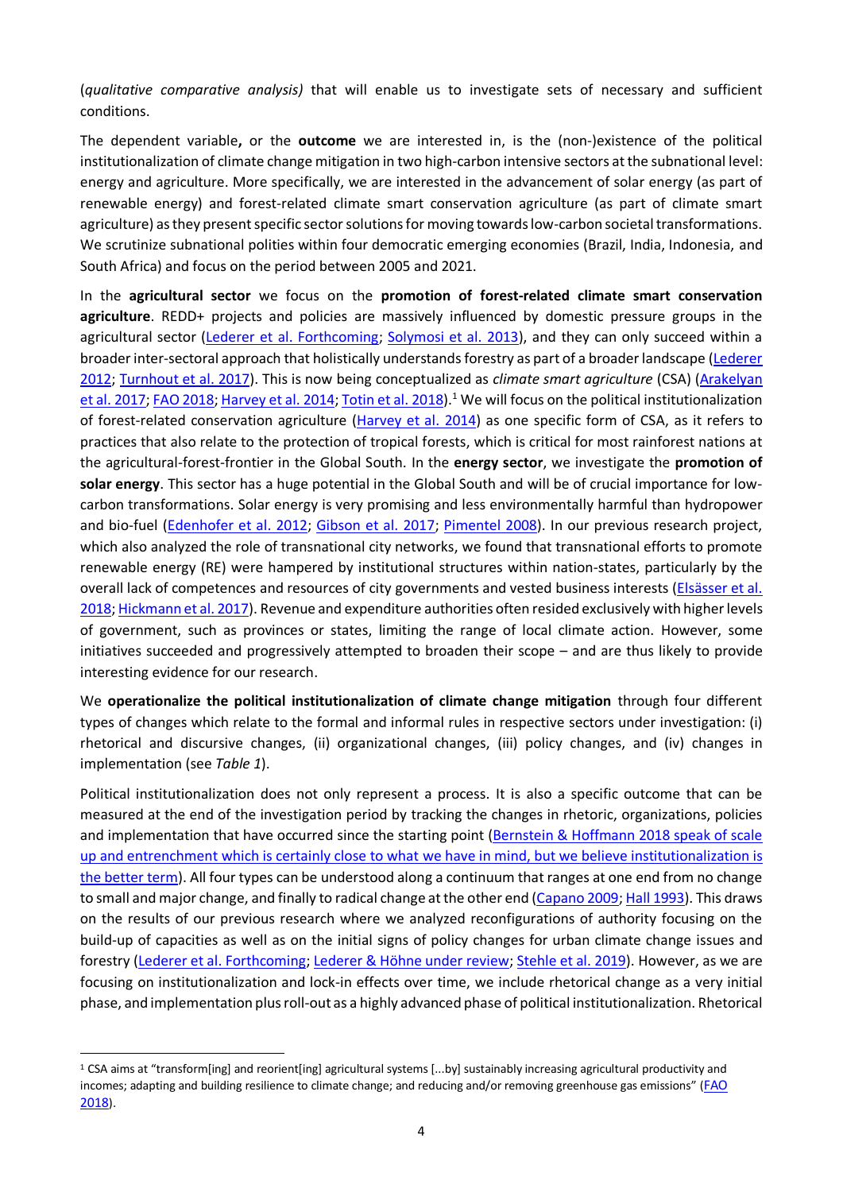(*qualitative comparative analysis)* that will enable us to investigate sets of necessary and sufficient conditions.

The dependent variable**,** or the **outcome** we are interested in, is the (non-)existence of the political institutionalization of climate change mitigation in two high-carbon intensive sectors at the subnational level: energy and agriculture. More specifically, we are interested in the advancement of solar energy (as part of renewable energy) and forest-related climate smart conservation agriculture (as part of climate smart agriculture) as they present specific sector solutions for moving towards low-carbon societal transformations. We scrutinize subnational polities within four democratic emerging economies (Brazil, India, Indonesia, and South Africa) and focus on the period between 2005 and 2021.

In the **agricultural sector** we focus on the **promotion of forest-related climate smart conservation agriculture**. REDD+ projects and policies are massively influenced by domestic pressure groups in the agricultural sector (Lederer et al. Forthcoming; Solymosi et al. 2013), and they can only succeed within a broader inter-sectoral approach that holistically understands forestry as part of a broader landscape (Lederer 2012; Turnhout et al. 2017). This is now being conceptualized as *climate smart agriculture* (CSA) (Arakelyan et al. 2017; FAO 2018; Harvey et al. 2014; Totin et al. 2018).[1] We will focus on the political institutionalization of forest-related conservation agriculture (Harvey et al. 2014) as one specific form of CSA, as it refers to practices that also relate to the protection of tropical forests, which is critical for most rainforest nations at the agricultural-forest-frontier in the Global South. In the **energy sector**, we investigate the **promotion of solar energy**. This sector has a huge potential in the Global South and will be of crucial importance for low-carbon transformations. Solar energy is very promising and less environmentally harmful than hydropower and bio-fuel (Edenhofer et al. 2012; Gibson et al. 2017; Pimentel 2008). In our previous research project, which also analyzed the role of transnational city networks, we found that transnational efforts to promote renewable energy (RE) were hampered by institutional structures within nation-states, particularly by the overall lack of competences and resources of city governments and vested business interests (Elsässer et al. 2018; Hickmann et al. 2017). Revenue and expenditure authorities often resided exclusively with higher levels of government, such as provinces or states, limiting the range of local climate action. However, some initiatives succeeded and progressively attempted to broaden their scope – and are thus likely to provide interesting evidence for our research.

We **operationalize the political institutionalization of climate change mitigation** through four different types of changes which relate to the formal and informal rules in respective sectors under investigation: (i) rhetorical and discursive changes, (ii) organizational changes, (iii) policy changes, and (iv) changes in implementation (see *Table 1*).

Political institutionalization does not only represent a process. It is also a specific outcome that can be measured at the end of the investigation period by tracking the changes in rhetoric, organizations, policies and implementation that have occurred since the starting point (Bernstein & Hoffmann 2018 speak of scale up and entrenchment which is certainly close to what we have in mind, but we believe institutionalization is the better term). All four types can be understood along a continuum that ranges at one end from no change to small and major change, and finally to radical change at the other end (Capano 2009; Hall 1993). This draws on the results of our previous research where we analyzed reconfigurations of authority focusing on the build-up of capacities as well as on the initial signs of policy changes for urban climate change issues and forestry (Lederer et al. Forthcoming; Lederer & Höhne under review; Stehle et al. 2019). However, as we are focusing on institutionalization and lock-in effects over time, we include rhetorical change as a very initial phase, and implementation plus roll-out as a highly advanced phase of political institutionalization. Rhetorical

[1] CSA aims at "transform[ing] and reorient[ing] agricultural systems [...by] sustainably increasing agricultural productivity and incomes; adapting and building resilience to climate change; and reducing and/or removing greenhouse gas emissions" (FAO 2018).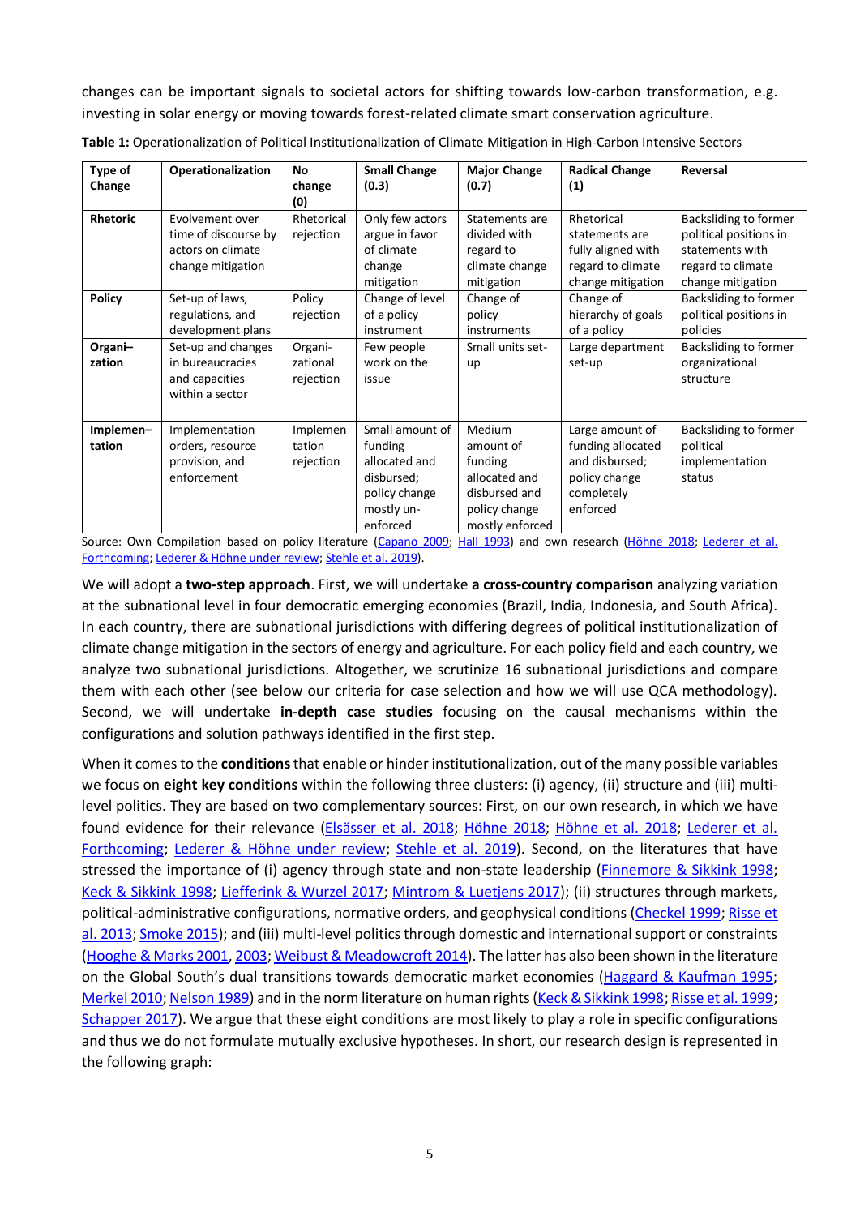changes can be important signals to societal actors for shifting towards low-carbon transformation, e.g. investing in solar energy or moving towards forest-related climate smart conservation agriculture.

**Table 1:** Operationalization of Political Institutionalization of Climate Mitigation in High-Carbon Intensive Sectors

| Type of Change | Operationalization | No change (0) | Small Change (0.3) | Major Change (0.7) | Radical Change (1) | Reversal |
|---|---|---|---|---|---|---|
| **Rhetoric** | Evolvement over time of discourse by actors on climate change mitigation | Rhetorical rejection | Only few actors argue in favor of climate change mitigation | Statements are divided with regard to climate change mitigation | Rhetorical statements are fully aligned with regard to climate change mitigation | Backsliding to former political positions in statements with regard to climate change mitigation |
| **Policy** | Set-up of laws, regulations, and development plans | Policy rejection | Change of level of a policy instrument | Change of policy instruments | Change of hierarchy of goals of a policy | Backsliding to former political positions in policies |
| **Organi–zation** | Set-up and changes in bureaucracies and capacities within a sector | Organi-zational rejection | Few people work on the issue | Small units set-up | Large department set-up | Backsliding to former organizational structure |
| **Implemen–tation** | Implementation orders, resource provision, and enforcement | Implemen tation rejection | Small amount of funding allocated and disbursed; policy change mostly un-enforced | Medium amount of funding allocated and disbursed and policy change mostly enforced | Large amount of funding allocated and disbursed; policy change completely enforced | Backsliding to former political implementation status |

Source: Own Compilation based on policy literature (Capano 2009; Hall 1993) and own research (Höhne 2018; Lederer et al. Forthcoming; Lederer & Höhne under review; Stehle et al. 2019).

We will adopt a **two-step approach**. First, we will undertake **a cross-country comparison** analyzing variation at the subnational level in four democratic emerging economies (Brazil, India, Indonesia, and South Africa). In each country, there are subnational jurisdictions with differing degrees of political institutionalization of climate change mitigation in the sectors of energy and agriculture. For each policy field and each country, we analyze two subnational jurisdictions. Altogether, we scrutinize 16 subnational jurisdictions and compare them with each other (see below our criteria for case selection and how we will use QCA methodology). Second, we will undertake **in-depth case studies** focusing on the causal mechanisms within the configurations and solution pathways identified in the first step.

When it comes to the **conditions** that enable or hinder institutionalization, out of the many possible variables we focus on **eight key conditions** within the following three clusters: (i) agency, (ii) structure and (iii) multi-level politics. They are based on two complementary sources: First, on our own research, in which we have found evidence for their relevance (Elsässer et al. 2018; Höhne 2018; Höhne et al. 2018; Lederer et al. Forthcoming; Lederer & Höhne under review; Stehle et al. 2019). Second, on the literatures that have stressed the importance of (i) agency through state and non-state leadership (Finnemore & Sikkink 1998; Keck & Sikkink 1998; Liefferink & Wurzel 2017; Mintrom & Luetjens 2017); (ii) structures through markets, political-administrative configurations, normative orders, and geophysical conditions (Checkel 1999; Risse et al. 2013; Smoke 2015); and (iii) multi-level politics through domestic and international support or constraints (Hooghe & Marks 2001, 2003; Weibust & Meadowcroft 2014). The latter has also been shown in the literature on the Global South's dual transitions towards democratic market economies (Haggard & Kaufman 1995; Merkel 2010; Nelson 1989) and in the norm literature on human rights (Keck & Sikkink 1998; Risse et al. 1999; Schapper 2017). We argue that these eight conditions are most likely to play a role in specific configurations and thus we do not formulate mutually exclusive hypotheses. In short, our research design is represented in the following graph: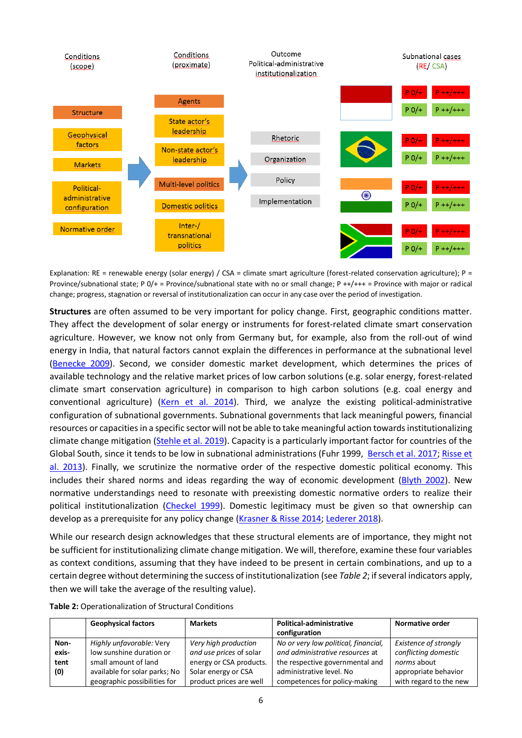Conditions (scope) | Conditions (proximate) | Outcome Political-administrative institutionalization | Subnational cases (RE/ CSA)

Structure: Geophysical factors; Markets; Political-administrative configuration; Normative order

Agents: State actor's leadership; Non-state actor's leadership; Multi-level politics; Domestic politics; Inter-/transnational politics

Rhetoric; Organization; Policy; Implementation

P 0/+ | P ++/+++ (for each case: Indonesia, Brazil, India, South Africa)

Explanation: RE = renewable energy (solar energy) / CSA = climate smart agriculture (forest-related conservation agriculture); P = Province/subnational state; P 0/+ = Province/subnational state with no or small change; P ++/+++ = Province with major or radical change; progress, stagnation or reversal of institutionalization can occur in any case over the period of investigation.

**Structures** are often assumed to be very important for policy change. First, geographic conditions matter. They affect the development of solar energy or instruments for forest-related climate smart conservation agriculture. However, we know not only from Germany but, for example, also from the roll-out of wind energy in India, that natural factors cannot explain the differences in performance at the subnational level (Benecke 2009). Second, we consider domestic market development, which determines the prices of available technology and the relative market prices of low carbon solutions (e.g. solar energy, forest-related climate smart conservation agriculture) in comparison to high carbon solutions (e.g. coal energy and conventional agriculture) (Kern et al. 2014). Third, we analyze the existing political-administrative configuration of subnational governments. Subnational governments that lack meaningful powers, financial resources or capacities in a specific sector will not be able to take meaningful action towards institutionalizing climate change mitigation (Stehle et al. 2019). Capacity is a particularly important factor for countries of the Global South, since it tends to be low in subnational administrations (Fuhr 1999, Bersch et al. 2017; Risse et al. 2013). Finally, we scrutinize the normative order of the respective domestic political economy. This includes their shared norms and ideas regarding the way of economic development (Blyth 2002). New normative understandings need to resonate with preexisting domestic normative orders to realize their political institutionalization (Checkel 1999). Domestic legitimacy must be given so that ownership can develop as a prerequisite for any policy change (Krasner & Risse 2014; Lederer 2018).

While our research design acknowledges that these structural elements are of importance, they might not be sufficient for institutionalizing climate change mitigation. We will, therefore, examine these four variables as context conditions, assuming that they have indeed to be present in certain combinations, and up to a certain degree without determining the success of institutionalization (see *Table 2*; if several indicators apply, then we will take the average of the resulting value).

**Table 2:** Operationalization of Structural Conditions

| | Geophysical factors | Markets | Political-administrative configuration | Normative order |
|---|---|---|---|---|
| **Non-existent (0)** | *Highly unfavorable:* Very low sunshine duration or small amount of land available for solar parks; No geographic possibilities for | *Very high production and use prices* of solar energy or CSA products. Solar energy or CSA product prices are well | *No or very low political, financial, and administrative resources* at the respective governmental and administrative level. No competences for policy-making | *Existence of strongly conflicting domestic norms* about appropriate behavior with regard to the new |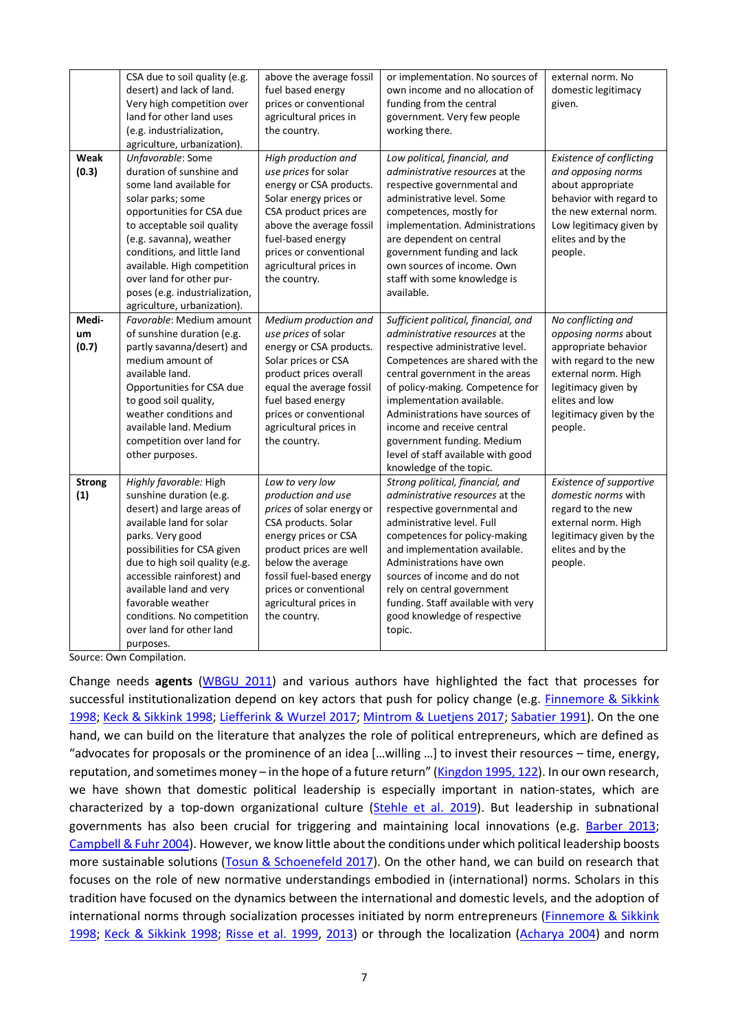| | | | | |
|---|---|---|---|---|
| | CSA due to soil quality (e.g. desert) and lack of land. Very high competition over land for other land uses (e.g. industrialization, agriculture, urbanization). | above the average fossil fuel based energy prices or conventional agricultural prices in the country. | or implementation. No sources of own income and no allocation of funding from the central government. Very few people working there. | external norm. No domestic legitimacy given. |
| **Weak (0.3)** | *Unfavorable*: Some duration of sunshine and some land available for solar parks; some opportunities for CSA due to acceptable soil quality (e.g. savanna), weather conditions, and little land available. High competition over land for other purposes (e.g. industrialization, agriculture, urbanization). | *High production and use prices* for solar energy or CSA products. Solar energy prices or CSA product prices are above the average fossil fuel-based energy prices or conventional agricultural prices in the country. | *Low political, financial, and administrative resources* at the respective governmental and administrative level. Some competences, mostly for implementation. Administrations are dependent on central government funding and lack own sources of income. Own staff with some knowledge is available. | *Existence of conflicting and opposing norms* about appropriate behavior with regard to the new external norm. Low legitimacy given by elites and by the people. |
| **Medium (0.7)** | *Favorable*: Medium amount of sunshine duration (e.g. partly savanna/desert) and medium amount of available land. Opportunities for CSA due to good soil quality, weather conditions and available land. Medium competition over land for other purposes. | *Medium production and use prices* for solar energy or CSA products. Solar prices or CSA product prices overall equal the average fossil fuel based energy prices or conventional agricultural prices in the country. | *Sufficient political, financial, and administrative resources* at the respective administrative level. Competences are shared with the central government in the areas of policy-making. Competence for implementation available. Administrations have sources of income and receive central government funding. Medium level of staff available with good knowledge of the topic. | *No conflicting and opposing norms* about appropriate behavior with regard to the new external norm. High legitimacy given by elites and low legitimacy given by the people. |
| **Strong (1)** | *Highly favorable:* High sunshine duration (e.g. desert) and large areas of available land for solar parks. Very good possibilities for CSA given due to high soil quality (e.g. accessible rainforest) and available land and very favorable weather conditions. No competition over land for other land purposes. | *Low to very low production and use prices* of solar energy or CSA products. Solar energy prices or CSA product prices are well below the average fossil fuel-based energy prices or conventional agricultural prices in the country. | *Strong political, financial, and administrative resources* at the respective governmental and administrative level. Full competences for policy-making and implementation available. Administrations have own sources of income and do not rely on central government funding. Staff available with very good knowledge of respective topic. | *Existence of supportive domestic norms* with regard to the new external norm. High legitimacy given by the elites and by the people. |

Source: Own Compilation.

Change needs **agents** (WBGU 2011) and various authors have highlighted the fact that processes for successful institutionalization depend on key actors that push for policy change (e.g. Finnemore & Sikkink 1998; Keck & Sikkink 1998; Liefferink & Wurzel 2017; Mintrom & Luetjens 2017; Sabatier 1991). On the one hand, we can build on the literature that analyzes the role of political entrepreneurs, which are defined as "advocates for proposals or the prominence of an idea […willing …] to invest their resources – time, energy, reputation, and sometimes money – in the hope of a future return" (Kingdon 1995, 122). In our own research, we have shown that domestic political leadership is especially important in nation-states, which are characterized by a top-down organizational culture (Stehle et al. 2019). But leadership in subnational governments has also been crucial for triggering and maintaining local innovations (e.g. Barber 2013; Campbell & Fuhr 2004). However, we know little about the conditions under which political leadership boosts more sustainable solutions (Tosun & Schoenefeld 2017). On the other hand, we can build on research that focuses on the role of new normative understandings embodied in (international) norms. Scholars in this tradition have focused on the dynamics between the international and domestic levels, and the adoption of international norms through socialization processes initiated by norm entrepreneurs (Finnemore & Sikkink 1998; Keck & Sikkink 1998; Risse et al. 1999, 2013) or through the localization (Acharya 2004) and norm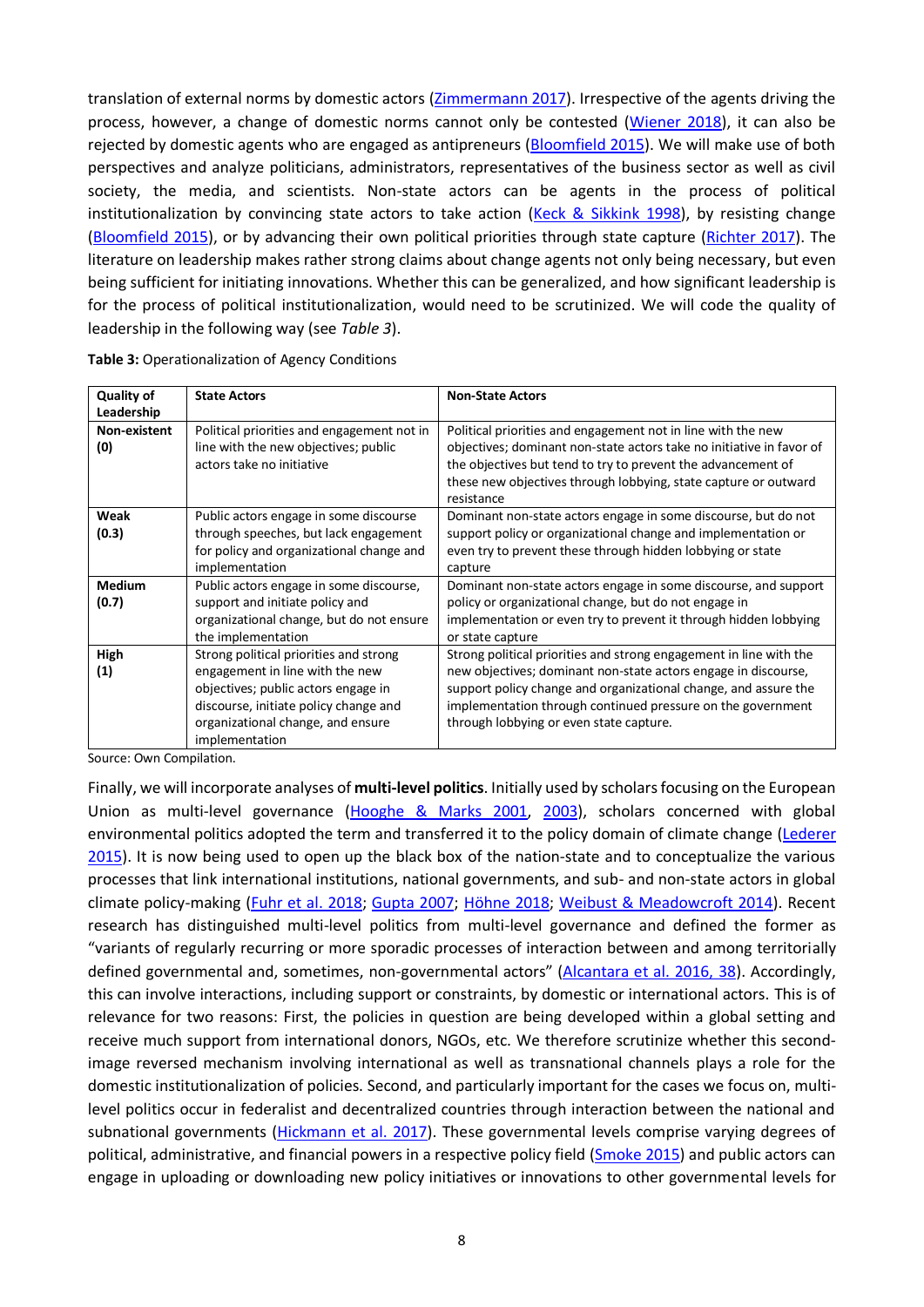translation of external norms by domestic actors (Zimmermann 2017). Irrespective of the agents driving the process, however, a change of domestic norms cannot only be contested (Wiener 2018), it can also be rejected by domestic agents who are engaged as antipreneurs (Bloomfield 2015). We will make use of both perspectives and analyze politicians, administrators, representatives of the business sector as well as civil society, the media, and scientists. Non-state actors can be agents in the process of political institutionalization by convincing state actors to take action (Keck & Sikkink 1998), by resisting change (Bloomfield 2015), or by advancing their own political priorities through state capture (Richter 2017). The literature on leadership makes rather strong claims about change agents not only being necessary, but even being sufficient for initiating innovations. Whether this can be generalized, and how significant leadership is for the process of political institutionalization, would need to be scrutinized. We will code the quality of leadership in the following way (see *Table 3*).

**Table 3:** Operationalization of Agency Conditions

| Quality of Leadership | State Actors | Non-State Actors |
|---|---|---|
| **Non-existent (0)** | Political priorities and engagement not in line with the new objectives; public actors take no initiative | Political priorities and engagement not in line with the new objectives; dominant non-state actors take no initiative in favor of the objectives but tend to try to prevent the advancement of these new objectives through lobbying, state capture or outward resistance |
| **Weak (0.3)** | Public actors engage in some discourse through speeches, but lack engagement for policy and organizational change and implementation | Dominant non-state actors engage in some discourse, but do not support policy or organizational change and implementation or even try to prevent these through hidden lobbying or state capture |
| **Medium (0.7)** | Public actors engage in some discourse, support and initiate policy and organizational change, but do not ensure the implementation | Dominant non-state actors engage in some discourse, and support policy or organizational change, but do not engage in implementation or even try to prevent it through hidden lobbying or state capture |
| **High (1)** | Strong political priorities and strong engagement in line with the new objectives; public actors engage in discourse, initiate policy change and organizational change, and ensure implementation | Strong political priorities and strong engagement in line with the new objectives; dominant non-state actors engage in discourse, support policy change and organizational change, and assure the implementation through continued pressure on the government through lobbying or even state capture. |

Source: Own Compilation.

Finally, we will incorporate analyses of **multi-level politics**. Initially used by scholars focusing on the European Union as multi-level governance (Hooghe & Marks 2001, 2003), scholars concerned with global environmental politics adopted the term and transferred it to the policy domain of climate change (Lederer 2015). It is now being used to open up the black box of the nation-state and to conceptualize the various processes that link international institutions, national governments, and sub- and non-state actors in global climate policy-making (Fuhr et al. 2018; Gupta 2007; Höhne 2018; Weibust & Meadowcroft 2014). Recent research has distinguished multi-level politics from multi-level governance and defined the former as "variants of regularly recurring or more sporadic processes of interaction between and among territorially defined governmental and, sometimes, non-governmental actors" (Alcantara et al. 2016, 38). Accordingly, this can involve interactions, including support or constraints, by domestic or international actors. This is of relevance for two reasons: First, the policies in question are being developed within a global setting and receive much support from international donors, NGOs, etc. We therefore scrutinize whether this second-image reversed mechanism involving international as well as transnational channels plays a role for the domestic institutionalization of policies. Second, and particularly important for the cases we focus on, multi-level politics occur in federalist and decentralized countries through interaction between the national and subnational governments (Hickmann et al. 2017). These governmental levels comprise varying degrees of political, administrative, and financial powers in a respective policy field (Smoke 2015) and public actors can engage in uploading or downloading new policy initiatives or innovations to other governmental levels for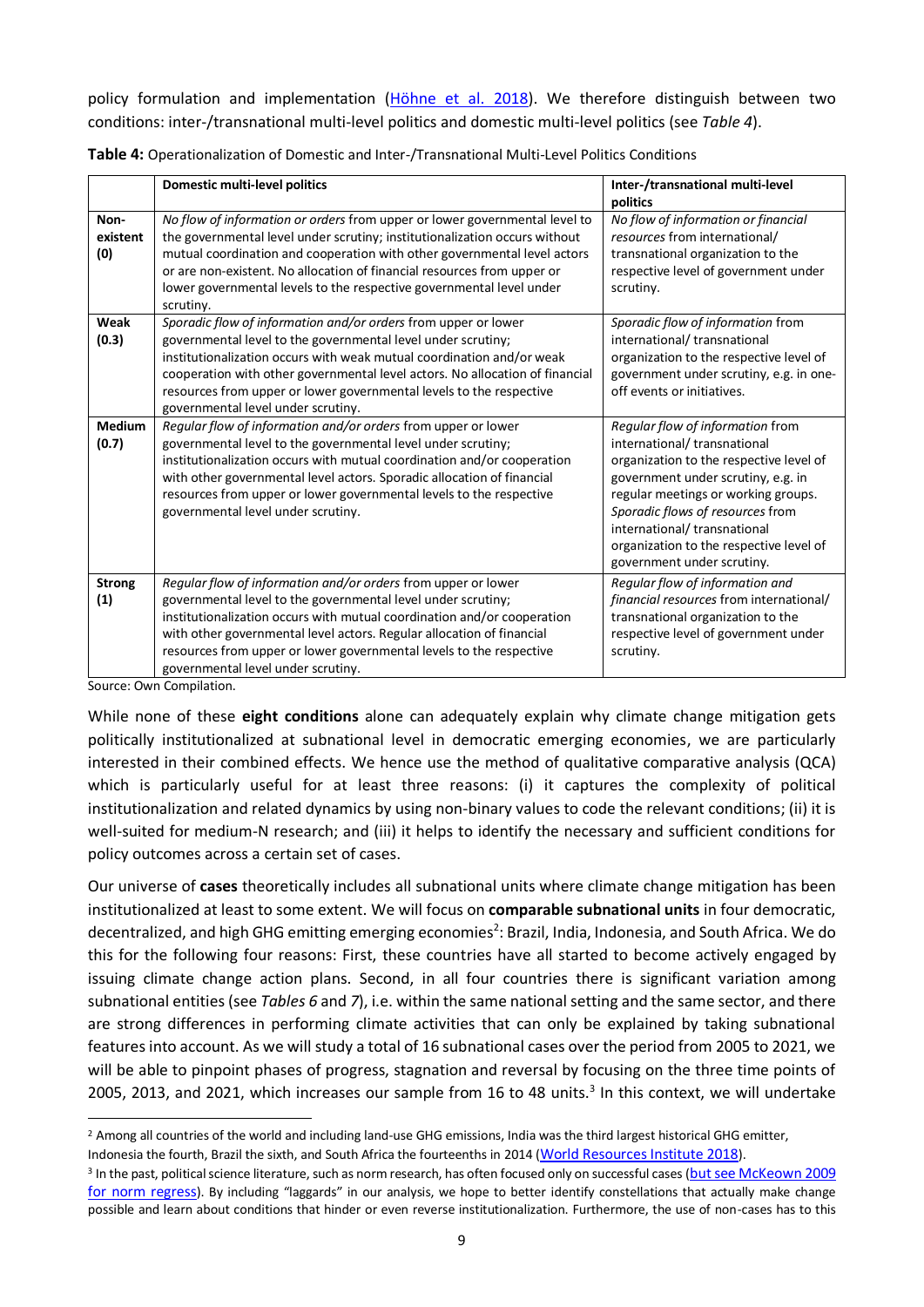policy formulation and implementation (Höhne et al. 2018). We therefore distinguish between two conditions: inter-/transnational multi-level politics and domestic multi-level politics (see *Table 4*).

**Table 4:** Operationalization of Domestic and Inter-/Transnational Multi-Level Politics Conditions

| | **Domestic multi-level politics** | **Inter-/transnational multi-level politics** |
|---|---|---|
| **Non-existent (0)** | *No flow of information or orders* from upper or lower governmental level to the governmental level under scrutiny; institutionalization occurs without mutual coordination and cooperation with other governmental level actors or are non-existent. No allocation of financial resources from upper or lower governmental levels to the respective governmental level under scrutiny. | *No flow of information or financial resources* from international/ transnational organization to the respective level of government under scrutiny. |
| **Weak (0.3)** | *Sporadic flow of information and/or orders* from upper or lower governmental level to the governmental level under scrutiny; institutionalization occurs with weak mutual coordination and/or weak cooperation with other governmental level actors. No allocation of financial resources from upper or lower governmental levels to the respective governmental level under scrutiny. | *Sporadic flow of information* from international/ transnational organization to the respective level of government under scrutiny, e.g. in one-off events or initiatives. |
| **Medium (0.7)** | *Regular flow of information and/or orders* from upper or lower governmental level to the governmental level under scrutiny; institutionalization occurs with mutual coordination and/or cooperation with other governmental level actors. Sporadic allocation of financial resources from upper or lower governmental levels to the respective governmental level under scrutiny. | *Regular flow of information* from international/ transnational organization to the respective level of government under scrutiny, e.g. in regular meetings or working groups. *Sporadic flows of resources* from international/ transnational organization to the respective level of government under scrutiny. |
| **Strong (1)** | *Regular flow of information and/or orders* from upper or lower governmental level to the governmental level under scrutiny; institutionalization occurs with mutual coordination and/or cooperation with other governmental level actors. Regular allocation of financial resources from upper or lower governmental levels to the respective governmental level under scrutiny. | *Regular flow of information and financial resources* from international/ transnational organization to the respective level of government under scrutiny. |

Source: Own Compilation.

While none of these **eight conditions** alone can adequately explain why climate change mitigation gets politically institutionalized at subnational level in democratic emerging economies, we are particularly interested in their combined effects. We hence use the method of qualitative comparative analysis (QCA) which is particularly useful for at least three reasons: (i) it captures the complexity of political institutionalization and related dynamics by using non-binary values to code the relevant conditions; (ii) it is well-suited for medium-N research; and (iii) it helps to identify the necessary and sufficient conditions for policy outcomes across a certain set of cases.

Our universe of **cases** theoretically includes all subnational units where climate change mitigation has been institutionalized at least to some extent. We will focus on **comparable subnational units** in four democratic, decentralized, and high GHG emitting emerging economies[2]: Brazil, India, Indonesia, and South Africa. We do this for the following four reasons: First, these countries have all started to become actively engaged by issuing climate change action plans. Second, in all four countries there is significant variation among subnational entities (see *Tables 6* and *7*), i.e. within the same national setting and the same sector, and there are strong differences in performing climate activities that can only be explained by taking subnational features into account. As we will study a total of 16 subnational cases over the period from 2005 to 2021, we will be able to pinpoint phases of progress, stagnation and reversal by focusing on the three time points of 2005, 2013, and 2021, which increases our sample from 16 to 48 units.[3] In this context, we will undertake

[2] Among all countries of the world and including land-use GHG emissions, India was the third largest historical GHG emitter, Indonesia the fourth, Brazil the sixth, and South Africa the fourteenths in 2014 (World Resources Institute 2018).

[3] In the past, political science literature, such as norm research, has often focused only on successful cases (but see McKeown 2009 for norm regress). By including "laggards" in our analysis, we hope to better identify constellations that actually make change possible and learn about conditions that hinder or even reverse institutionalization. Furthermore, the use of non-cases has to this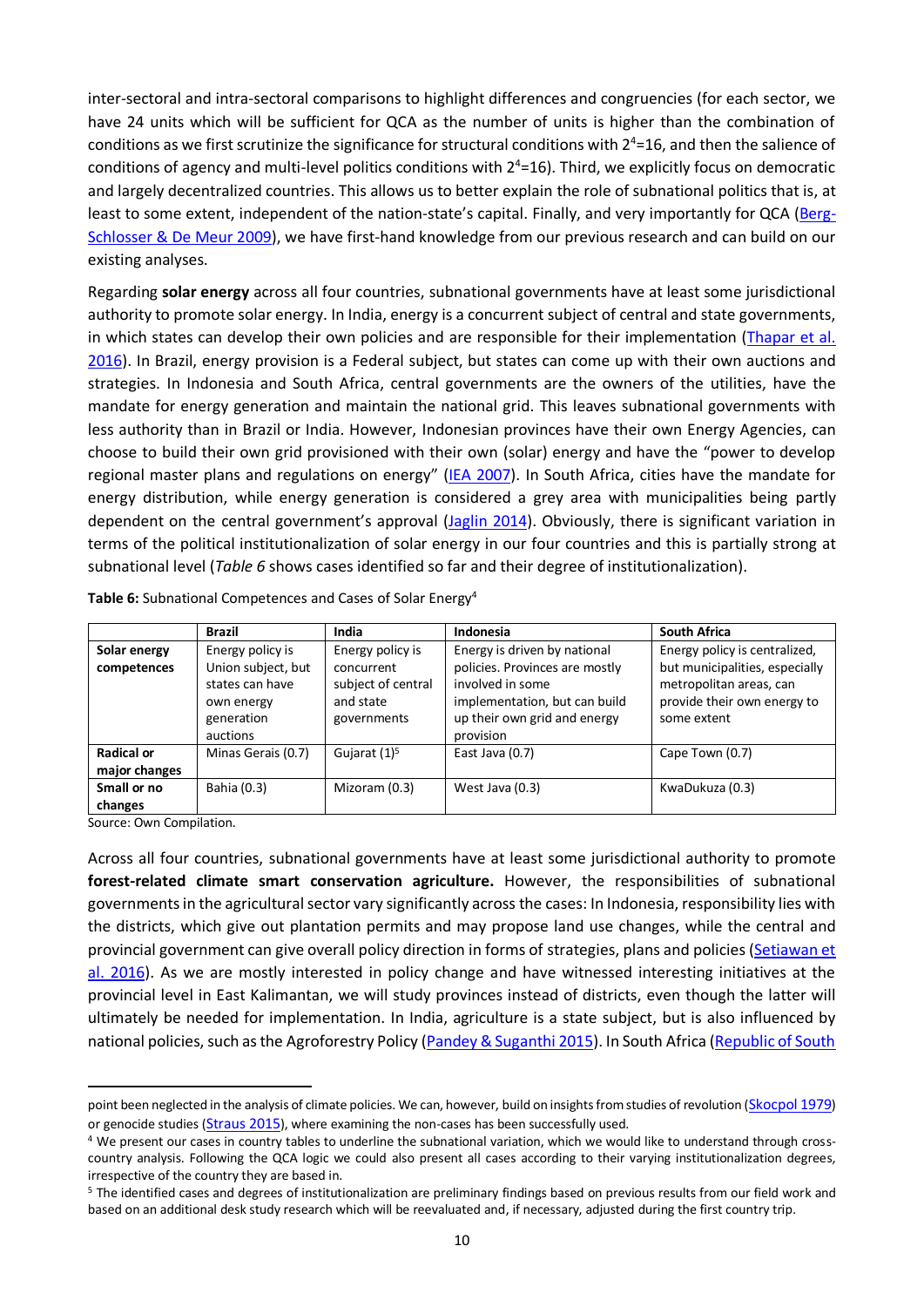inter-sectoral and intra-sectoral comparisons to highlight differences and congruencies (for each sector, we have 24 units which will be sufficient for QCA as the number of units is higher than the combination of conditions as we first scrutinize the significance for structural conditions with $2^4$=16, and then the salience of conditions of agency and multi-level politics conditions with $2^4$=16). Third, we explicitly focus on democratic and largely decentralized countries. This allows us to better explain the role of subnational politics that is, at least to some extent, independent of the nation-state's capital. Finally, and very importantly for QCA (Berg-Schlosser & De Meur 2009), we have first-hand knowledge from our previous research and can build on our existing analyses.

Regarding **solar energy** across all four countries, subnational governments have at least some jurisdictional authority to promote solar energy. In India, energy is a concurrent subject of central and state governments, in which states can develop their own policies and are responsible for their implementation (Thapar et al. 2016). In Brazil, energy provision is a Federal subject, but states can come up with their own auctions and strategies. In Indonesia and South Africa, central governments are the owners of the utilities, have the mandate for energy generation and maintain the national grid. This leaves subnational governments with less authority than in Brazil or India. However, Indonesian provinces have their own Energy Agencies, can choose to build their own grid provisioned with their own (solar) energy and have the "power to develop regional master plans and regulations on energy" (IEA 2007). In South Africa, cities have the mandate for energy distribution, while energy generation is considered a grey area with municipalities being partly dependent on the central government's approval (Jaglin 2014). Obviously, there is significant variation in terms of the political institutionalization of solar energy in our four countries and this is partially strong at subnational level (*Table 6* shows cases identified so far and their degree of institutionalization).

**Table 6:** Subnational Competences and Cases of Solar Energy[4]

| | Brazil | India | Indonesia | South Africa |
|---|---|---|---|---|
| **Solar energy competences** | Energy policy is Union subject, but states can have own energy generation auctions | Energy policy is concurrent subject of central and state governments | Energy is driven by national policies. Provinces are mostly involved in some implementation, but can build up their own grid and energy provision | Energy policy is centralized, but municipalities, especially metropolitan areas, can provide their own energy to some extent |
| **Radical or major changes** | Minas Gerais (0.7) | Gujarat (1)[5] | East Java (0.7) | Cape Town (0.7) |
| **Small or no changes** | Bahia (0.3) | Mizoram (0.3) | West Java (0.3) | KwaDukuza (0.3) |

Source: Own Compilation.

Across all four countries, subnational governments have at least some jurisdictional authority to promote **forest-related climate smart conservation agriculture.** However, the responsibilities of subnational governments in the agricultural sector vary significantly across the cases: In Indonesia, responsibility lies with the districts, which give out plantation permits and may propose land use changes, while the central and provincial government can give overall policy direction in forms of strategies, plans and policies (Setiawan et al. 2016). As we are mostly interested in policy change and have witnessed interesting initiatives at the provincial level in East Kalimantan, we will study provinces instead of districts, even though the latter will ultimately be needed for implementation. In India, agriculture is a state subject, but is also influenced by national policies, such as the Agroforestry Policy (Pandey & Suganthi 2015). In South Africa (Republic of South

---

point been neglected in the analysis of climate policies. We can, however, build on insights from studies of revolution (Skocpol 1979) or genocide studies (Straus 2015), where examining the non-cases has been successfully used.

[4] We present our cases in country tables to underline the subnational variation, which we would like to understand through cross-country analysis. Following the QCA logic we could also present all cases according to their varying institutionalization degrees, irrespective of the country they are based in.

[5] The identified cases and degrees of institutionalization are preliminary findings based on previous results from our field work and based on an additional desk study research which will be reevaluated and, if necessary, adjusted during the first country trip.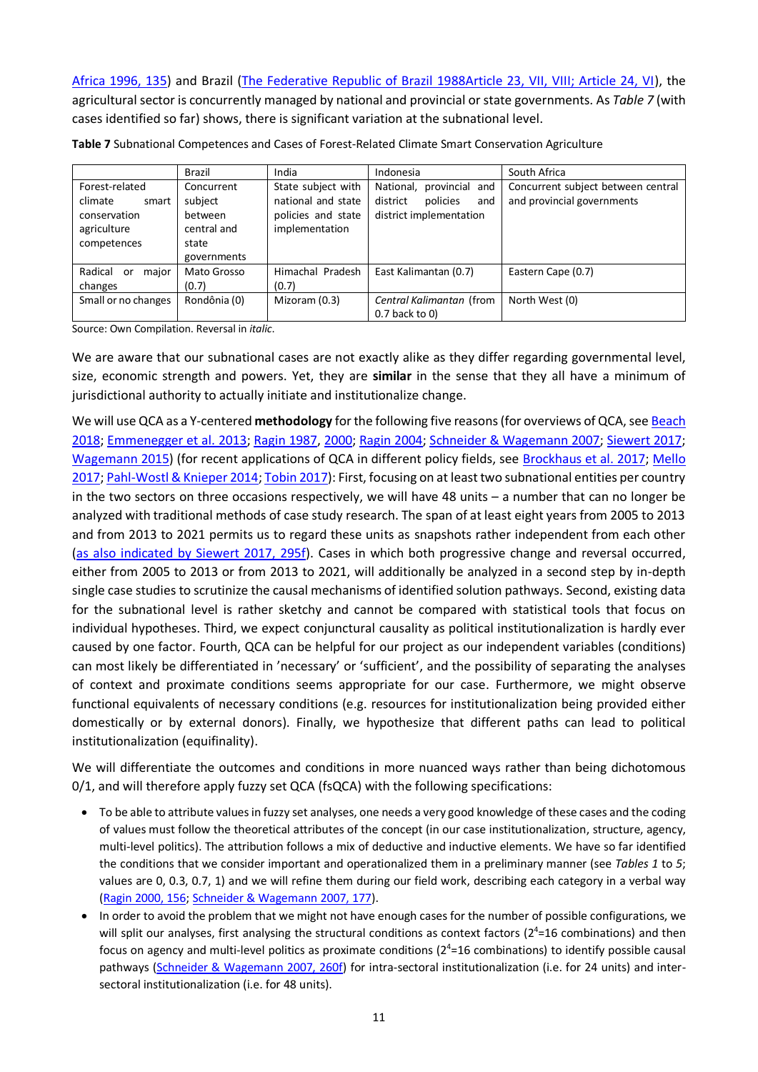Africa 1996, 135) and Brazil (The Federative Republic of Brazil 1988Article 23, VII, VIII; Article 24, VI), the agricultural sector is concurrently managed by national and provincial or state governments. As *Table 7* (with cases identified so far) shows, there is significant variation at the subnational level.

**Table 7** Subnational Competences and Cases of Forest-Related Climate Smart Conservation Agriculture

| | Brazil | India | Indonesia | South Africa |
|---|---|---|---|---|
| Forest-related climate smart conservation agriculture competences | Concurrent subject between central and state governments | State subject with national and state policies and state implementation | National, provincial and district policies and district implementation | Concurrent subject between central and provincial governments |
| Radical or major changes | Mato Grosso (0.7) | Himachal Pradesh (0.7) | East Kalimantan (0.7) | Eastern Cape (0.7) |
| Small or no changes | Rondônia (0) | Mizoram (0.3) | *Central Kalimantan* (from 0.7 back to 0) | North West (0) |

Source: Own Compilation. Reversal in *italic*.

We are aware that our subnational cases are not exactly alike as they differ regarding governmental level, size, economic strength and powers. Yet, they are **similar** in the sense that they all have a minimum of jurisdictional authority to actually initiate and institutionalize change.

We will use QCA as a Y-centered **methodology** for the following five reasons (for overviews of QCA, see Beach 2018; Emmenegger et al. 2013; Ragin 1987, 2000; Ragin 2004; Schneider & Wagemann 2007; Siewert 2017; Wagemann 2015) (for recent applications of QCA in different policy fields, see Brockhaus et al. 2017; Mello 2017; Pahl-Wostl & Knieper 2014; Tobin 2017): First, focusing on at least two subnational entities per country in the two sectors on three occasions respectively, we will have 48 units – a number that can no longer be analyzed with traditional methods of case study research. The span of at least eight years from 2005 to 2013 and from 2013 to 2021 permits us to regard these units as snapshots rather independent from each other (as also indicated by Siewert 2017, 295f). Cases in which both progressive change and reversal occurred, either from 2005 to 2013 or from 2013 to 2021, will additionally be analyzed in a second step by in-depth single case studies to scrutinize the causal mechanisms of identified solution pathways. Second, existing data for the subnational level is rather sketchy and cannot be compared with statistical tools that focus on individual hypotheses. Third, we expect conjunctural causality as political institutionalization is hardly ever caused by one factor. Fourth, QCA can be helpful for our project as our independent variables (conditions) can most likely be differentiated in 'necessary' or 'sufficient', and the possibility of separating the analyses of context and proximate conditions seems appropriate for our case. Furthermore, we might observe functional equivalents of necessary conditions (e.g. resources for institutionalization being provided either domestically or by external donors). Finally, we hypothesize that different paths can lead to political institutionalization (equifinality).

We will differentiate the outcomes and conditions in more nuanced ways rather than being dichotomous 0/1, and will therefore apply fuzzy set QCA (fsQCA) with the following specifications:

- To be able to attribute values in fuzzy set analyses, one needs a very good knowledge of these cases and the coding of values must follow the theoretical attributes of the concept (in our case institutionalization, structure, agency, multi-level politics). The attribution follows a mix of deductive and inductive elements. We have so far identified the conditions that we consider important and operationalized them in a preliminary manner (see *Tables 1* to *5*; values are 0, 0.3, 0.7, 1) and we will refine them during our field work, describing each category in a verbal way (Ragin 2000, 156; Schneider & Wagemann 2007, 177).
- In order to avoid the problem that we might not have enough cases for the number of possible configurations, we will split our analyses, first analysing the structural conditions as context factors ($2^4$=16 combinations) and then focus on agency and multi-level politics as proximate conditions ($2^4$=16 combinations) to identify possible causal pathways (Schneider & Wagemann 2007, 260f) for intra-sectoral institutionalization (i.e. for 24 units) and inter-sectoral institutionalization (i.e. for 48 units).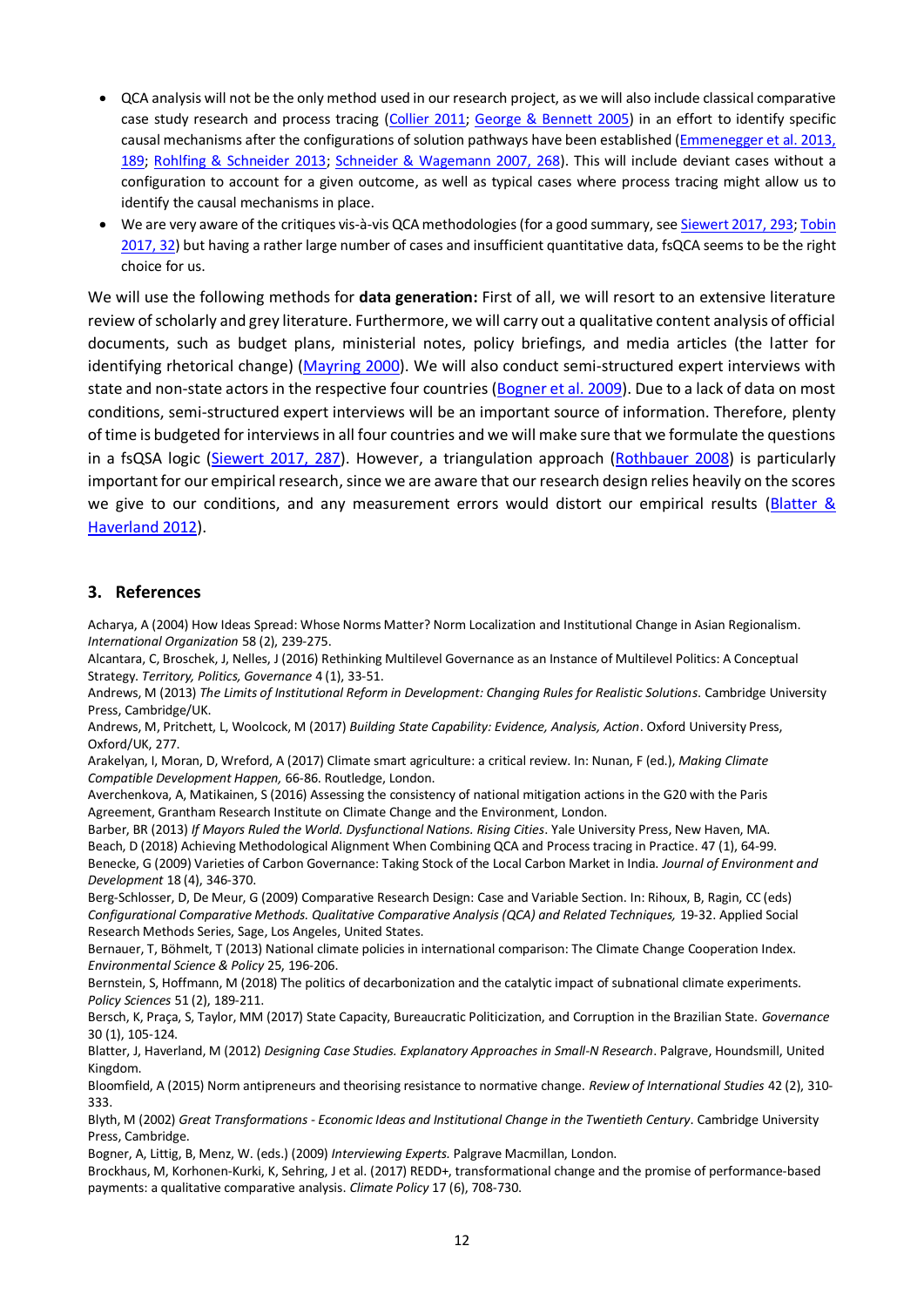- QCA analysis will not be the only method used in our research project, as we will also include classical comparative case study research and process tracing (Collier 2011; George & Bennett 2005) in an effort to identify specific causal mechanisms after the configurations of solution pathways have been established (Emmenegger et al. 2013, 189; Rohlfing & Schneider 2013; Schneider & Wagemann 2007, 268). This will include deviant cases without a configuration to account for a given outcome, as well as typical cases where process tracing might allow us to identify the causal mechanisms in place.
- We are very aware of the critiques vis-à-vis QCA methodologies (for a good summary, see Siewert 2017, 293; Tobin 2017, 32) but having a rather large number of cases and insufficient quantitative data, fsQCA seems to be the right choice for us.

We will use the following methods for **data generation:** First of all, we will resort to an extensive literature review of scholarly and grey literature. Furthermore, we will carry out a qualitative content analysis of official documents, such as budget plans, ministerial notes, policy briefings, and media articles (the latter for identifying rhetorical change) (Mayring 2000). We will also conduct semi-structured expert interviews with state and non-state actors in the respective four countries (Bogner et al. 2009). Due to a lack of data on most conditions, semi-structured expert interviews will be an important source of information. Therefore, plenty of time is budgeted for interviews in all four countries and we will make sure that we formulate the questions in a fsQSA logic (Siewert 2017, 287). However, a triangulation approach (Rothbauer 2008) is particularly important for our empirical research, since we are aware that our research design relies heavily on the scores we give to our conditions, and any measurement errors would distort our empirical results (Blatter & Haverland 2012).

## 3. References

Acharya, A (2004) How Ideas Spread: Whose Norms Matter? Norm Localization and Institutional Change in Asian Regionalism. *International Organization* 58 (2), 239-275.

Alcantara, C, Broschek, J, Nelles, J (2016) Rethinking Multilevel Governance as an Instance of Multilevel Politics: A Conceptual Strategy. *Territory, Politics, Governance* 4 (1), 33-51.

Andrews, M (2013) *The Limits of Institutional Reform in Development: Changing Rules for Realistic Solutions*. Cambridge University Press, Cambridge/UK.

Andrews, M, Pritchett, L, Woolcock, M (2017) *Building State Capability: Evidence, Analysis, Action*. Oxford University Press, Oxford/UK, 277.

Arakelyan, I, Moran, D, Wreford, A (2017) Climate smart agriculture: a critical review. In: Nunan, F (ed.), *Making Climate Compatible Development Happen,* 66-86. Routledge, London.

Averchenkova, A, Matikainen, S (2016) Assessing the consistency of national mitigation actions in the G20 with the Paris Agreement, Grantham Research Institute on Climate Change and the Environment, London.

Barber, BR (2013) *If Mayors Ruled the World. Dysfunctional Nations. Rising Cities*. Yale University Press, New Haven, MA.

Beach, D (2018) Achieving Methodological Alignment When Combining QCA and Process tracing in Practice. 47 (1), 64-99.

Benecke, G (2009) Varieties of Carbon Governance: Taking Stock of the Local Carbon Market in India. *Journal of Environment and Development* 18 (4), 346-370.

Berg-Schlosser, D, De Meur, G (2009) Comparative Research Design: Case and Variable Section. In: Rihoux, B, Ragin, CC (eds) *Configurational Comparative Methods. Qualitative Comparative Analysis (QCA) and Related Techniques,* 19-32. Applied Social Research Methods Series, Sage, Los Angeles, United States.

Bernauer, T, Böhmelt, T (2013) National climate policies in international comparison: The Climate Change Cooperation Index. *Environmental Science & Policy* 25, 196-206.

Bernstein, S, Hoffmann, M (2018) The politics of decarbonization and the catalytic impact of subnational climate experiments. *Policy Sciences* 51 (2), 189-211.

Bersch, K, Praça, S, Taylor, MM (2017) State Capacity, Bureaucratic Politicization, and Corruption in the Brazilian State. *Governance* 30 (1), 105-124.

Blatter, J, Haverland, M (2012) *Designing Case Studies. Explanatory Approaches in Small-N Research*. Palgrave, Houndsmill, United Kingdom.

Bloomfield, A (2015) Norm antipreneurs and theorising resistance to normative change. *Review of International Studies* 42 (2), 310-333.

Blyth, M (2002) *Great Transformations - Economic Ideas and Institutional Change in the Twentieth Century*. Cambridge University Press, Cambridge.

Bogner, A, Littig, B, Menz, W. (eds.) (2009) *Interviewing Experts.* Palgrave Macmillan, London.

Brockhaus, M, Korhonen-Kurki, K, Sehring, J et al. (2017) REDD+, transformational change and the promise of performance-based payments: a qualitative comparative analysis. *Climate Policy* 17 (6), 708-730.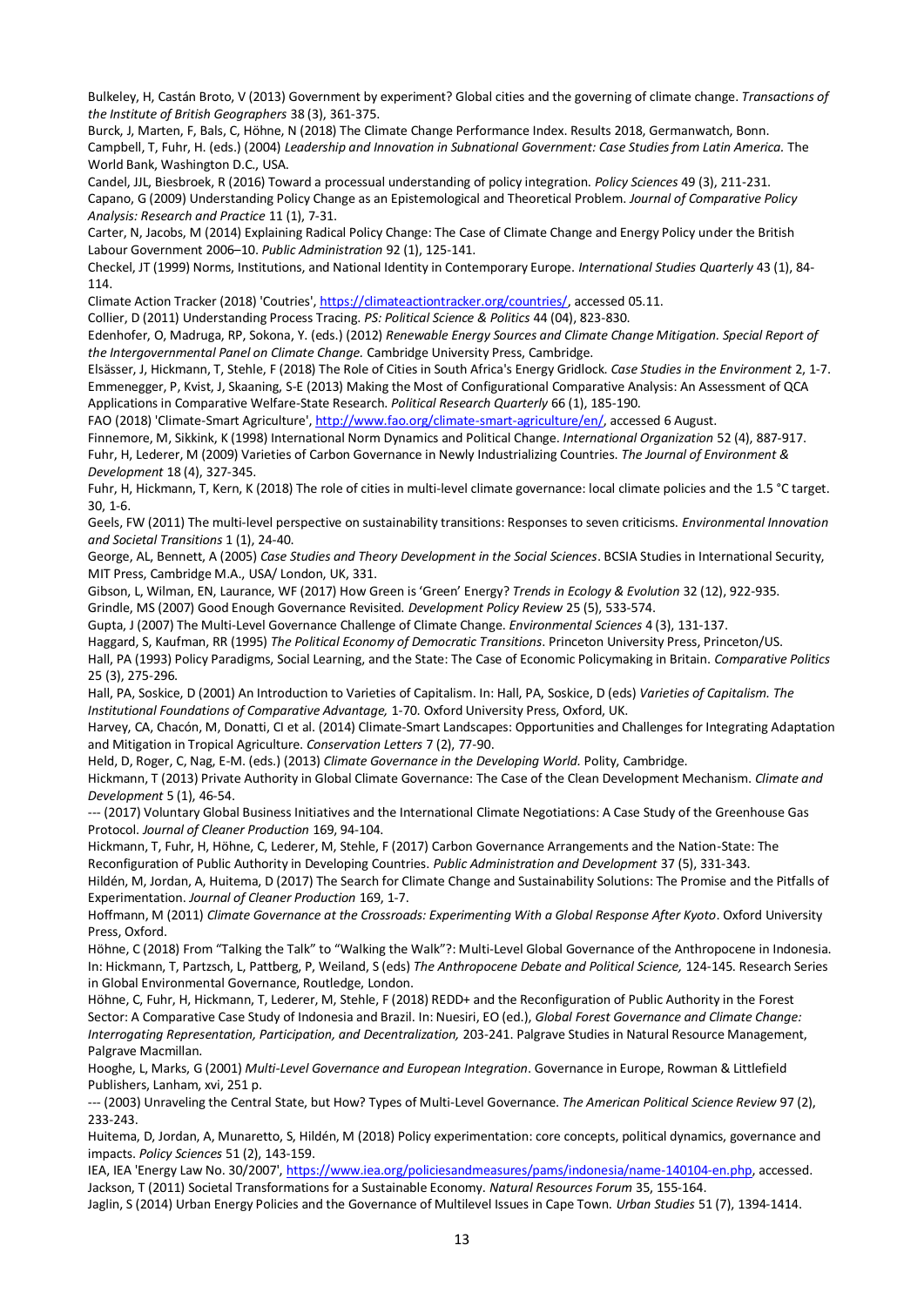Bulkeley, H, Castán Broto, V (2013) Government by experiment? Global cities and the governing of climate change. *Transactions of the Institute of British Geographers* 38 (3), 361-375.

Burck, J, Marten, F, Bals, C, Höhne, N (2018) The Climate Change Performance Index. Results 2018, Germanwatch, Bonn.

Campbell, T, Fuhr, H. (eds.) (2004) *Leadership and Innovation in Subnational Government: Case Studies from Latin America.* The World Bank, Washington D.C., USA.

Candel, JJL, Biesbroek, R (2016) Toward a processual understanding of policy integration. *Policy Sciences* 49 (3), 211-231.

Capano, G (2009) Understanding Policy Change as an Epistemological and Theoretical Problem. *Journal of Comparative Policy Analysis: Research and Practice* 11 (1), 7-31.

Carter, N, Jacobs, M (2014) Explaining Radical Policy Change: The Case of Climate Change and Energy Policy under the British Labour Government 2006–10. *Public Administration* 92 (1), 125-141.

Checkel, JT (1999) Norms, Institutions, and National Identity in Contemporary Europe. *International Studies Quarterly* 43 (1), 84-114.

Climate Action Tracker (2018) 'Coutries', https://climateactiontracker.org/countries/, accessed 05.11.

Collier, D (2011) Understanding Process Tracing. *PS: Political Science & Politics* 44 (04), 823-830.

Edenhofer, O, Madruga, RP, Sokona, Y. (eds.) (2012) *Renewable Energy Sources and Climate Change Mitigation. Special Report of the Intergovernmental Panel on Climate Change.* Cambridge University Press, Cambridge.

Elsässer, J, Hickmann, T, Stehle, F (2018) The Role of Cities in South Africa's Energy Gridlock. *Case Studies in the Environment* 2, 1-7.

Emmenegger, P, Kvist, J, Skaaning, S-E (2013) Making the Most of Configurational Comparative Analysis: An Assessment of QCA Applications in Comparative Welfare-State Research. *Political Research Quarterly* 66 (1), 185-190.

FAO (2018) 'Climate-Smart Agriculture', http://www.fao.org/climate-smart-agriculture/en/, accessed 6 August.

Finnemore, M, Sikkink, K (1998) International Norm Dynamics and Political Change. *International Organization* 52 (4), 887-917.

Fuhr, H, Lederer, M (2009) Varieties of Carbon Governance in Newly Industrializing Countries. *The Journal of Environment & Development* 18 (4), 327-345.

Fuhr, H, Hickmann, T, Kern, K (2018) The role of cities in multi-level climate governance: local climate policies and the 1.5 °C target. 30, 1-6.

Geels, FW (2011) The multi-level perspective on sustainability transitions: Responses to seven criticisms. *Environmental Innovation and Societal Transitions* 1 (1), 24-40.

George, AL, Bennett, A (2005) *Case Studies and Theory Development in the Social Sciences*. BCSIA Studies in International Security, MIT Press, Cambridge M.A., USA/ London, UK, 331.

Gibson, L, Wilman, EN, Laurance, WF (2017) How Green is 'Green' Energy? *Trends in Ecology & Evolution* 32 (12), 922-935.

Grindle, MS (2007) Good Enough Governance Revisited. *Development Policy Review* 25 (5), 533-574.

Gupta, J (2007) The Multi-Level Governance Challenge of Climate Change. *Environmental Sciences* 4 (3), 131-137.

Haggard, S, Kaufman, RR (1995) *The Political Economy of Democratic Transitions*. Princeton University Press, Princeton/US.

Hall, PA (1993) Policy Paradigms, Social Learning, and the State: The Case of Economic Policymaking in Britain. *Comparative Politics* 25 (3), 275-296.

Hall, PA, Soskice, D (2001) An Introduction to Varieties of Capitalism. In: Hall, PA, Soskice, D (eds) *Varieties of Capitalism. The Institutional Foundations of Comparative Advantage,* 1-70. Oxford University Press, Oxford, UK.

Harvey, CA, Chacón, M, Donatti, CI et al. (2014) Climate-Smart Landscapes: Opportunities and Challenges for Integrating Adaptation and Mitigation in Tropical Agriculture. *Conservation Letters* 7 (2), 77-90.

Held, D, Roger, C, Nag, E-M. (eds.) (2013) *Climate Governance in the Developing World.* Polity, Cambridge.

Hickmann, T (2013) Private Authority in Global Climate Governance: The Case of the Clean Development Mechanism. *Climate and Development* 5 (1), 46-54.

--- (2017) Voluntary Global Business Initiatives and the International Climate Negotiations: A Case Study of the Greenhouse Gas Protocol. *Journal of Cleaner Production* 169, 94-104.

Hickmann, T, Fuhr, H, Höhne, C, Lederer, M, Stehle, F (2017) Carbon Governance Arrangements and the Nation-State: The Reconfiguration of Public Authority in Developing Countries. *Public Administration and Development* 37 (5), 331-343.

Hildén, M, Jordan, A, Huitema, D (2017) The Search for Climate Change and Sustainability Solutions: The Promise and the Pitfalls of Experimentation. *Journal of Cleaner Production* 169, 1-7.

Hoffmann, M (2011) *Climate Governance at the Crossroads: Experimenting With a Global Response After Kyoto*. Oxford University Press, Oxford.

Höhne, C (2018) From "Talking the Talk" to "Walking the Walk"?: Multi-Level Global Governance of the Anthropocene in Indonesia. In: Hickmann, T, Partzsch, L, Pattberg, P, Weiland, S (eds) *The Anthropocene Debate and Political Science,* 124-145. Research Series in Global Environmental Governance, Routledge, London.

Höhne, C, Fuhr, H, Hickmann, T, Lederer, M, Stehle, F (2018) REDD+ and the Reconfiguration of Public Authority in the Forest Sector: A Comparative Case Study of Indonesia and Brazil. In: Nuesiri, EO (ed.), *Global Forest Governance and Climate Change: Interrogating Representation, Participation, and Decentralization,* 203-241. Palgrave Studies in Natural Resource Management, Palgrave Macmillan.

Hooghe, L, Marks, G (2001) *Multi-Level Governance and European Integration*. Governance in Europe, Rowman & Littlefield Publishers, Lanham, xvi, 251 p.

--- (2003) Unraveling the Central State, but How? Types of Multi-Level Governance. *The American Political Science Review* 97 (2), 233-243.

Huitema, D, Jordan, A, Munaretto, S, Hildén, M (2018) Policy experimentation: core concepts, political dynamics, governance and impacts. *Policy Sciences* 51 (2), 143-159.

IEA, IEA 'Energy Law No. 30/2007', https://www.iea.org/policiesandmeasures/pams/indonesia/name-140104-en.php, accessed.

Jackson, T (2011) Societal Transformations for a Sustainable Economy. *Natural Resources Forum* 35, 155-164.

Jaglin, S (2014) Urban Energy Policies and the Governance of Multilevel Issues in Cape Town. *Urban Studies* 51 (7), 1394-1414.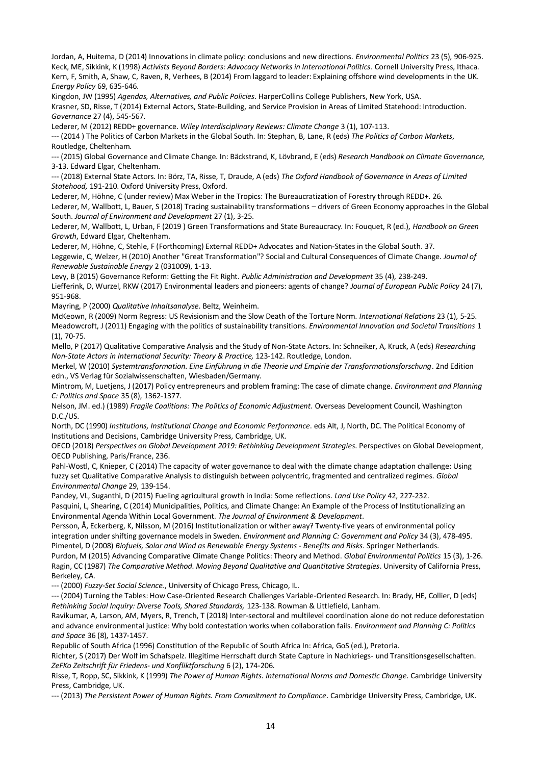Jordan, A, Huitema, D (2014) Innovations in climate policy: conclusions and new directions. *Environmental Politics* 23 (5), 906-925.

Keck, ME, Sikkink, K (1998) *Activists Beyond Borders: Advocacy Networks in International Politics*. Cornell University Press, Ithaca.

Kern, F, Smith, A, Shaw, C, Raven, R, Verhees, B (2014) From laggard to leader: Explaining offshore wind developments in the UK. *Energy Policy* 69, 635-646.

Kingdon, JW (1995) *Agendas, Alternatives, and Public Policies*. HarperCollins College Publishers, New York, USA.

Krasner, SD, Risse, T (2014) External Actors, State-Building, and Service Provision in Areas of Limited Statehood: Introduction. *Governance* 27 (4), 545-567.

Lederer, M (2012) REDD+ governance. *Wiley Interdisciplinary Reviews: Climate Change* 3 (1), 107-113.

--- (2014 ) The Politics of Carbon Markets in the Global South. In: Stephan, B, Lane, R (eds) *The Politics of Carbon Markets*, Routledge, Cheltenham.

--- (2015) Global Governance and Climate Change. In: Bäckstrand, K, Lövbrand, E (eds) *Research Handbook on Climate Governance,* 3-13. Edward Elgar, Cheltenham.

--- (2018) External State Actors. In: Börz, TA, Risse, T, Draude, A (eds) *The Oxford Handbook of Governance in Areas of Limited Statehood,* 191-210. Oxford University Press, Oxford.

Lederer, M, Höhne, C (under review) Max Weber in the Tropics: The Bureaucratization of Forestry through REDD+. 26.

Lederer, M, Wallbott, L, Bauer, S (2018) Tracing sustainability transformations – drivers of Green Economy approaches in the Global South. *Journal of Environment and Development* 27 (1), 3-25.

Lederer, M, Wallbott, L, Urban, F (2019 ) Green Transformations and State Bureaucracy. In: Fouquet, R (ed.), *Handbook on Green Growth*, Edward Elgar, Cheltenham.

Lederer, M, Höhne, C, Stehle, F (Forthcoming) External REDD+ Advocates and Nation-States in the Global South. 37.

Leggewie, C, Welzer, H (2010) Another "Great Transformation"? Social and Cultural Consequences of Climate Change. *Journal of Renewable Sustainable Energy* 2 (031009), 1-13.

Levy, B (2015) Governance Reform: Getting the Fit Right. *Public Administration and Development* 35 (4), 238-249.

Liefferink, D, Wurzel, RKW (2017) Environmental leaders and pioneers: agents of change? *Journal of European Public Policy* 24 (7), 951-968.

Mayring, P (2000) *Qualitative Inhaltsanalyse*. Beltz, Weinheim.

McKeown, R (2009) Norm Regress: US Revisionism and the Slow Death of the Torture Norm. *International Relations* 23 (1), 5-25.

Meadowcroft, J (2011) Engaging with the politics of sustainability transitions. *Environmental Innovation and Societal Transitions* 1 (1), 70-75.

Mello, P (2017) Qualitative Comparative Analysis and the Study of Non-State Actors. In: Schneiker, A, Kruck, A (eds) *Researching Non-State Actors in International Security: Theory & Practice,* 123-142. Routledge, London.

Merkel, W (2010) *Systemtransformation. Eine Einführung in die Theorie und Empirie der Transformationsforschung*. 2nd Edition edn., VS Verlag für Sozialwissenschaften, Wiesbaden/Germany.

Mintrom, M, Luetjens, J (2017) Policy entrepreneurs and problem framing: The case of climate change. *Environment and Planning C: Politics and Space* 35 (8), 1362-1377.

Nelson, JM. ed.) (1989) *Fragile Coalitions: The Politics of Economic Adjustment.* Overseas Development Council, Washington D.C./US.

North, DC (1990) *Institutions, Institutional Change and Economic Performance*. eds Alt, J, North, DC. The Political Economy of Institutions and Decisions, Cambridge University Press, Cambridge, UK.

OECD (2018) *Perspectives on Global Development 2019: Rethinking Development Strategies.* Perspectives on Global Development, OECD Publishing, Paris/France, 236.

Pahl-Wostl, C, Knieper, C (2014) The capacity of water governance to deal with the climate change adaptation challenge: Using fuzzy set Qualitative Comparative Analysis to distinguish between polycentric, fragmented and centralized regimes. *Global Environmental Change* 29, 139-154.

Pandey, VL, Suganthi, D (2015) Fueling agricultural growth in India: Some reflections. *Land Use Policy* 42, 227-232.

Pasquini, L, Shearing, C (2014) Municipalities, Politics, and Climate Change: An Example of the Process of Institutionalizing an Environmental Agenda Within Local Government. *The Journal of Environment & Development*.

Persson, Å, Eckerberg, K, Nilsson, M (2016) Institutionalization or wither away? Twenty-five years of environmental policy integration under shifting governance models in Sweden. *Environment and Planning C: Government and Policy* 34 (3), 478-495.

Pimentel, D (2008) *Biofuels, Solar and Wind as Renewable Energy Systems - Benefits and Risks*. Springer Netherlands.

Purdon, M (2015) Advancing Comparative Climate Change Politics: Theory and Method. *Global Environmental Politics* 15 (3), 1-26.

Ragin, CC (1987) *The Comparative Method. Moving Beyond Qualitative and Quantitative Strategies*. University of California Press, Berkeley, CA.

--- (2000) *Fuzzy-Set Social Science.*, University of Chicago Press, Chicago, IL.

--- (2004) Turning the Tables: How Case-Oriented Research Challenges Variable-Oriented Research. In: Brady, HE, Collier, D (eds) *Rethinking Social Inquiry: Diverse Tools, Shared Standards,* 123-138. Rowman & Littlefield, Lanham.

Ravikumar, A, Larson, AM, Myers, R, Trench, T (2018) Inter-sectoral and multilevel coordination alone do not reduce deforestation and advance environmental justice: Why bold contestation works when collaboration fails. *Environment and Planning C: Politics and Space* 36 (8), 1437-1457.

Republic of South Africa (1996) Constitution of the Republic of South Africa In: Africa, GoS (ed.), Pretoria.

Richter, S (2017) Der Wolf im Schafspelz. Illegitime Herrschaft durch State Capture in Nachkriegs- und Transitionsgesellschaften. *ZeFKo Zeitschrift für Friedens- und Konfliktforschung* 6 (2), 174-206.

Risse, T, Ropp, SC, Sikkink, K (1999) *The Power of Human Rights. International Norms and Domestic Change*. Cambridge University Press, Cambridge, UK.

--- (2013) *The Persistent Power of Human Rights. From Commitment to Compliance*. Cambridge University Press, Cambridge, UK.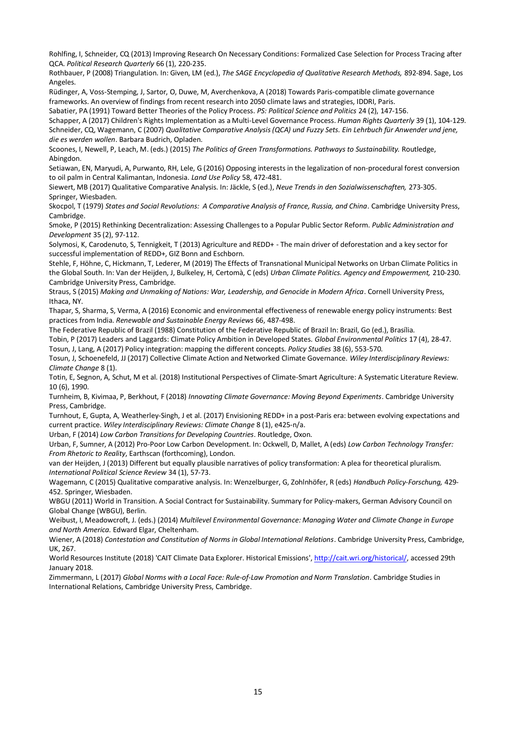Rohlfing, I, Schneider, CQ (2013) Improving Research On Necessary Conditions: Formalized Case Selection for Process Tracing after QCA. *Political Research Quarterly* 66 (1), 220-235.

Rothbauer, P (2008) Triangulation. In: Given, LM (ed.), *The SAGE Encyclopedia of Qualitative Research Methods,* 892-894. Sage, Los Angeles.

Rüdinger, A, Voss-Stemping, J, Sartor, O, Duwe, M, Averchenkova, A (2018) Towards Paris-compatible climate governance frameworks. An overview of findings from recent research into 2050 climate laws and strategies, IDDRI, Paris.

Sabatier, PA (1991) Toward Better Theories of the Policy Process. *PS: Political Science and Politics* 24 (2), 147-156.

Schapper, A (2017) Children's Rights Implementation as a Multi-Level Governance Process. *Human Rights Quarterly* 39 (1), 104-129.

Schneider, CQ, Wagemann, C (2007) *Qualitative Comparative Analysis (QCA) und Fuzzy Sets. Ein Lehrbuch für Anwender und jene, die es werden wollen*. Barbara Budrich, Opladen.

Scoones, I, Newell, P, Leach, M. (eds.) (2015) *The Politics of Green Transformations. Pathways to Sustainability.* Routledge, Abingdon.

Setiawan, EN, Maryudi, A, Purwanto, RH, Lele, G (2016) Opposing interests in the legalization of non-procedural forest conversion to oil palm in Central Kalimantan, Indonesia. *Land Use Policy* 58, 472-481.

Siewert, MB (2017) Qualitative Comparative Analysis. In: Jäckle, S (ed.), *Neue Trends in den Sozialwissenschaften,* 273-305. Springer, Wiesbaden.

Skocpol, T (1979) *States and Social Revolutions: A Comparative Analysis of France, Russia, and China*. Cambridge University Press, Cambridge.

Smoke, P (2015) Rethinking Decentralization: Assessing Challenges to a Popular Public Sector Reform. *Public Administration and Development* 35 (2), 97-112.

Solymosi, K, Carodenuto, S, Tennigkeit, T (2013) Agriculture and REDD+ - The main driver of deforestation and a key sector for successful implementation of REDD+, GIZ Bonn and Eschborn.

Stehle, F, Höhne, C, Hickmann, T, Lederer, M (2019) The Effects of Transnational Municipal Networks on Urban Climate Politics in the Global South. In: Van der Heijden, J, Bulkeley, H, Certomà, C (eds) *Urban Climate Politics. Agency and Empowerment,* 210-230. Cambridge University Press, Cambridge.

Straus, S (2015) *Making and Unmaking of Nations: War, Leadership, and Genocide in Modern Africa*. Cornell University Press, Ithaca, NY.

Thapar, S, Sharma, S, Verma, A (2016) Economic and environmental effectiveness of renewable energy policy instruments: Best practices from India. *Renewable and Sustainable Energy Reviews* 66, 487-498.

The Federative Republic of Brazil (1988) Constitution of the Federative Republic of Brazil In: Brazil, Go (ed.), Brasília.

Tobin, P (2017) Leaders and Laggards: Climate Policy Ambition in Developed States. *Global Environmental Politics* 17 (4), 28-47.

Tosun, J, Lang, A (2017) Policy integration: mapping the different concepts. *Policy Studies* 38 (6), 553-570.

Tosun, J, Schoenefeld, JJ (2017) Collective Climate Action and Networked Climate Governance. *Wiley Interdisciplinary Reviews: Climate Change* 8 (1).

Totin, E, Segnon, A, Schut, M et al. (2018) Institutional Perspectives of Climate-Smart Agriculture: A Systematic Literature Review. 10 (6), 1990.

Turnheim, B, Kivimaa, P, Berkhout, F (2018) *Innovating Climate Governance: Moving Beyond Experiments*. Cambridge University Press, Cambridge.

Turnhout, E, Gupta, A, Weatherley-Singh, J et al. (2017) Envisioning REDD+ in a post-Paris era: between evolving expectations and current practice. *Wiley Interdisciplinary Reviews: Climate Change* 8 (1), e425-n/a.

Urban, F (2014) *Low Carbon Transitions for Developing Countries*. Routledge, Oxon.

Urban, F, Sumner, A (2012) Pro-Poor Low Carbon Development. In: Ockwell, D, Mallet, A (eds) *Low Carbon Technology Transfer: From Rhetoric to Reality*, Earthscan (forthcoming), London.

van der Heijden, J (2013) Different but equally plausible narratives of policy transformation: A plea for theoretical pluralism. *International Political Science Review* 34 (1), 57-73.

Wagemann, C (2015) Qualitative comparative analysis. In: Wenzelburger, G, Zohlnhöfer, R (eds) *Handbuch Policy-Forschung,* 429-452. Springer, Wiesbaden.

WBGU (2011) World in Transition. A Social Contract for Sustainability. Summary for Policy-makers, German Advisory Council on Global Change (WBGU), Berlin.

Weibust, I, Meadowcroft, J. (eds.) (2014) *Multilevel Environmental Governance: Managing Water and Climate Change in Europe and North America.* Edward Elgar, Cheltenham.

Wiener, A (2018) *Contestation and Constitution of Norms in Global International Relations*. Cambridge University Press, Cambridge, UK, 267.

World Resources Institute (2018) 'CAIT Climate Data Explorer. Historical Emissions', http://cait.wri.org/historical/, accessed 29th January 2018.

Zimmermann, L (2017) *Global Norms with a Local Face: Rule-of-Law Promotion and Norm Translation*. Cambridge Studies in International Relations, Cambridge University Press, Cambridge.